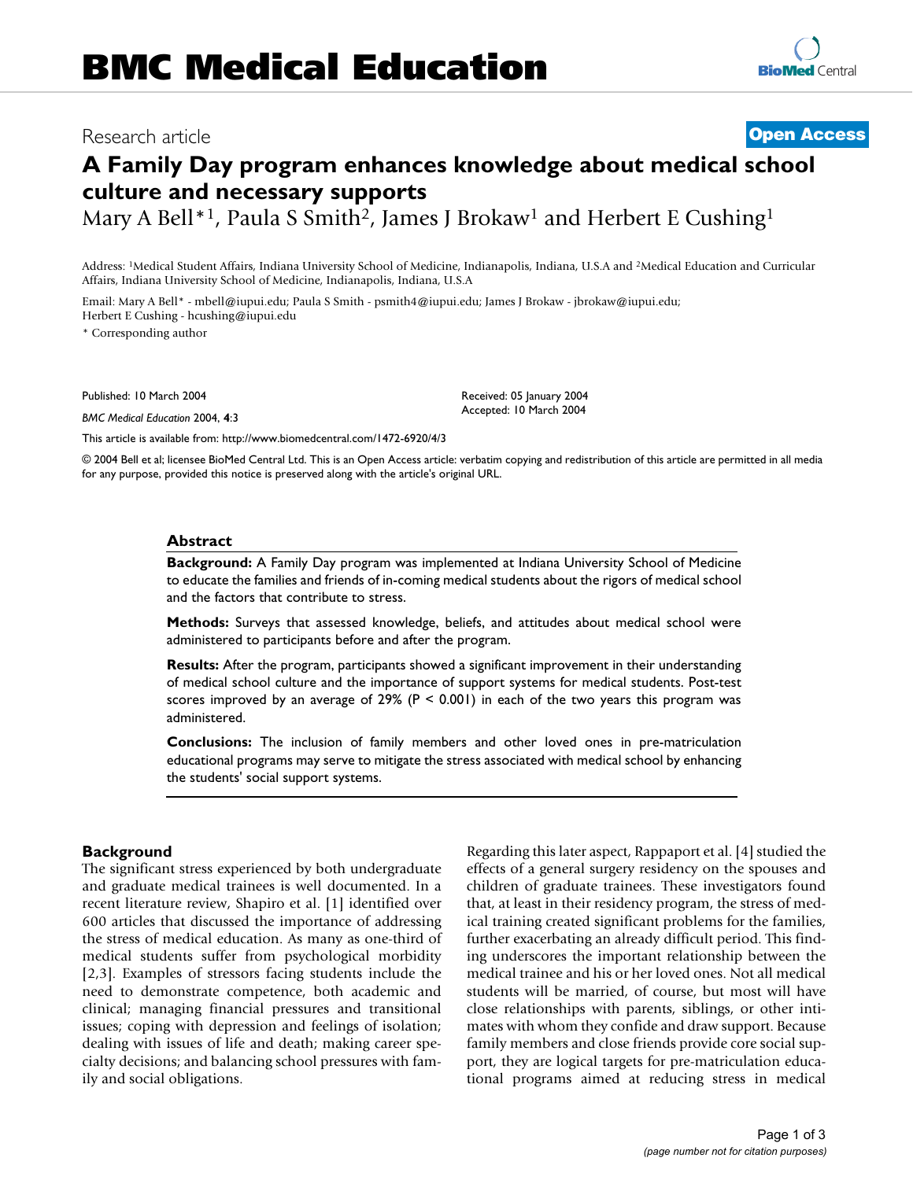BMC Medical Education

Research article

**Open Access**

# A Family Day program enhances knowledge about medical school culture and necessary supports

Mary A Bell*[1], Paula S Smith[2], James J Brokaw[1] and Herbert E Cushing[1]

Address: [1]Medical Student Affairs, Indiana University School of Medicine, Indianapolis, Indiana, U.S.A and [2]Medical Education and Curricular Affairs, Indiana University School of Medicine, Indianapolis, Indiana, U.S.A

Email: Mary A Bell* - mbell@iupui.edu; Paula S Smith - psmith4@iupui.edu; James J Brokaw - jbrokaw@iupui.edu; Herbert E Cushing - hcushing@iupui.edu

* Corresponding author

Published: 10 March 2004

*BMC Medical Education* 2004, **4**:3

Received: 05 January 2004
Accepted: 10 March 2004

This article is available from: http://www.biomedcentral.com/1472-6920/4/3

© 2004 Bell et al; licensee BioMed Central Ltd. This is an Open Access article: verbatim copying and redistribution of this article are permitted in all media for any purpose, provided this notice is preserved along with the article's original URL.

## Abstract

**Background:** A Family Day program was implemented at Indiana University School of Medicine to educate the families and friends of in-coming medical students about the rigors of medical school and the factors that contribute to stress.

**Methods:** Surveys that assessed knowledge, beliefs, and attitudes about medical school were administered to participants before and after the program.

**Results:** After the program, participants showed a significant improvement in their understanding of medical school culture and the importance of support systems for medical students. Post-test scores improved by an average of 29% ($P < 0.001$) in each of the two years this program was administered.

**Conclusions:** The inclusion of family members and other loved ones in pre-matriculation educational programs may serve to mitigate the stress associated with medical school by enhancing the students' social support systems.

## Background

The significant stress experienced by both undergraduate and graduate medical trainees is well documented. In a recent literature review, Shapiro et al. [1] identified over 600 articles that discussed the importance of addressing the stress of medical education. As many as one-third of medical students suffer from psychological morbidity [2,3]. Examples of stressors facing students include the need to demonstrate competence, both academic and clinical; managing financial pressures and transitional issues; coping with depression and feelings of isolation; dealing with issues of life and death; making career specialty decisions; and balancing school pressures with family and social obligations.

Regarding this later aspect, Rappaport et al. [4] studied the effects of a general surgery residency on the spouses and children of graduate trainees. These investigators found that, at least in their residency program, the stress of medical training created significant problems for the families, further exacerbating an already difficult period. This finding underscores the important relationship between the medical trainee and his or her loved ones. Not all medical students will be married, of course, but most will have close relationships with parents, siblings, or other intimates with whom they confide and draw support. Because family members and close friends provide core social support, they are logical targets for pre-matriculation educational programs aimed at reducing stress in medical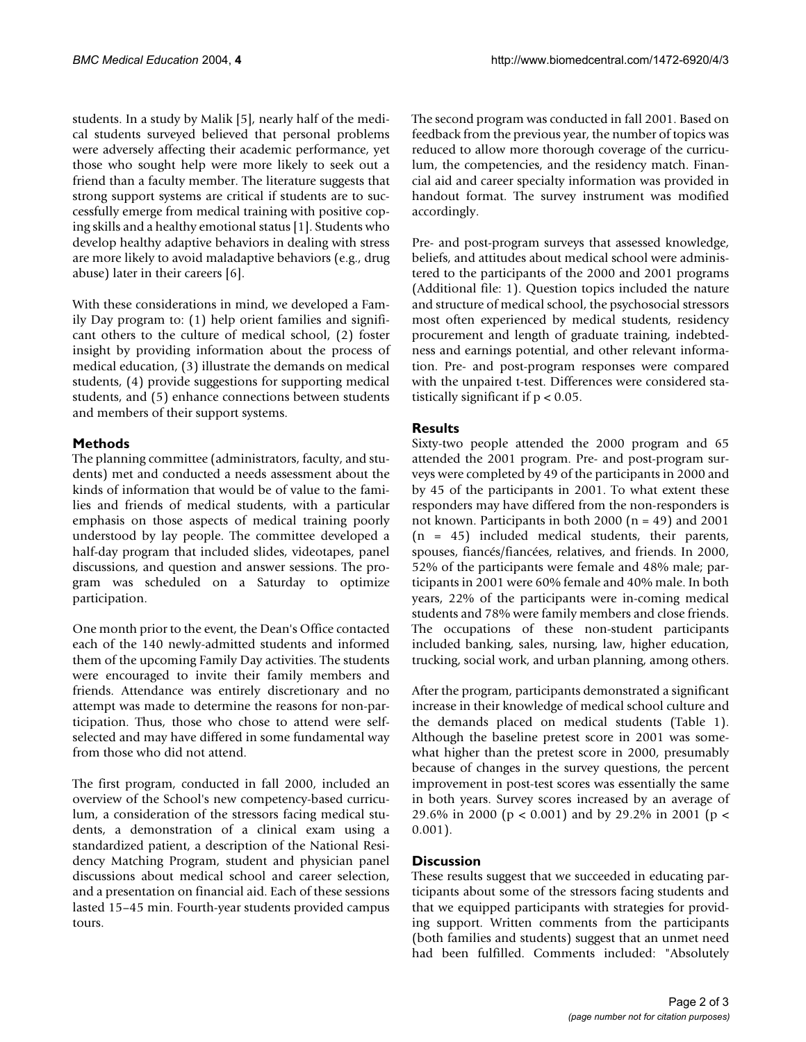students. In a study by Malik [5], nearly half of the medical students surveyed believed that personal problems were adversely affecting their academic performance, yet those who sought help were more likely to seek out a friend than a faculty member. The literature suggests that strong support systems are critical if students are to successfully emerge from medical training with positive coping skills and a healthy emotional status [1]. Students who develop healthy adaptive behaviors in dealing with stress are more likely to avoid maladaptive behaviors (e.g., drug abuse) later in their careers [6].

With these considerations in mind, we developed a Family Day program to: (1) help orient families and significant others to the culture of medical school, (2) foster insight by providing information about the process of medical education, (3) illustrate the demands on medical students, (4) provide suggestions for supporting medical students, and (5) enhance connections between students and members of their support systems.

## Methods

The planning committee (administrators, faculty, and students) met and conducted a needs assessment about the kinds of information that would be of value to the families and friends of medical students, with a particular emphasis on those aspects of medical training poorly understood by lay people. The committee developed a half-day program that included slides, videotapes, panel discussions, and question and answer sessions. The program was scheduled on a Saturday to optimize participation.

One month prior to the event, the Dean's Office contacted each of the 140 newly-admitted students and informed them of the upcoming Family Day activities. The students were encouraged to invite their family members and friends. Attendance was entirely discretionary and no attempt was made to determine the reasons for non-participation. Thus, those who chose to attend were self-selected and may have differed in some fundamental way from those who did not attend.

The first program, conducted in fall 2000, included an overview of the School's new competency-based curriculum, a consideration of the stressors facing medical students, a demonstration of a clinical exam using a standardized patient, a description of the National Residency Matching Program, student and physician panel discussions about medical school and career selection, and a presentation on financial aid. Each of these sessions lasted 15–45 min. Fourth-year students provided campus tours.

The second program was conducted in fall 2001. Based on feedback from the previous year, the number of topics was reduced to allow more thorough coverage of the curriculum, the competencies, and the residency match. Financial aid and career specialty information was provided in handout format. The survey instrument was modified accordingly.

Pre- and post-program surveys that assessed knowledge, beliefs, and attitudes about medical school were administered to the participants of the 2000 and 2001 programs (Additional file: 1). Question topics included the nature and structure of medical school, the psychosocial stressors most often experienced by medical students, residency procurement and length of graduate training, indebtedness and earnings potential, and other relevant information. Pre- and post-program responses were compared with the unpaired t-test. Differences were considered statistically significant if $p < 0.05$.

## Results

Sixty-two people attended the 2000 program and 65 attended the 2001 program. Pre- and post-program surveys were completed by 49 of the participants in 2000 and by 45 of the participants in 2001. To what extent these responders may have differed from the non-responders is not known. Participants in both 2000 ($n = 49$) and 2001 ($n = 45$) included medical students, their parents, spouses, fiancés/fiancées, relatives, and friends. In 2000, 52% of the participants were female and 48% male; participants in 2001 were 60% female and 40% male. In both years, 22% of the participants were in-coming medical students and 78% were family members and close friends. The occupations of these non-student participants included banking, sales, nursing, law, higher education, trucking, social work, and urban planning, among others.

After the program, participants demonstrated a significant increase in their knowledge of medical school culture and the demands placed on medical students (Table 1). Although the baseline pretest score in 2001 was somewhat higher than the pretest score in 2000, presumably because of changes in the survey questions, the percent improvement in post-test scores was essentially the same in both years. Survey scores increased by an average of 29.6% in 2000 ($p < 0.001$) and by 29.2% in 2001 ($p < 0.001$).

## Discussion

These results suggest that we succeeded in educating participants about some of the stressors facing students and that we equipped participants with strategies for providing support. Written comments from the participants (both families and students) suggest that an unmet need had been fulfilled. Comments included: "Absolutely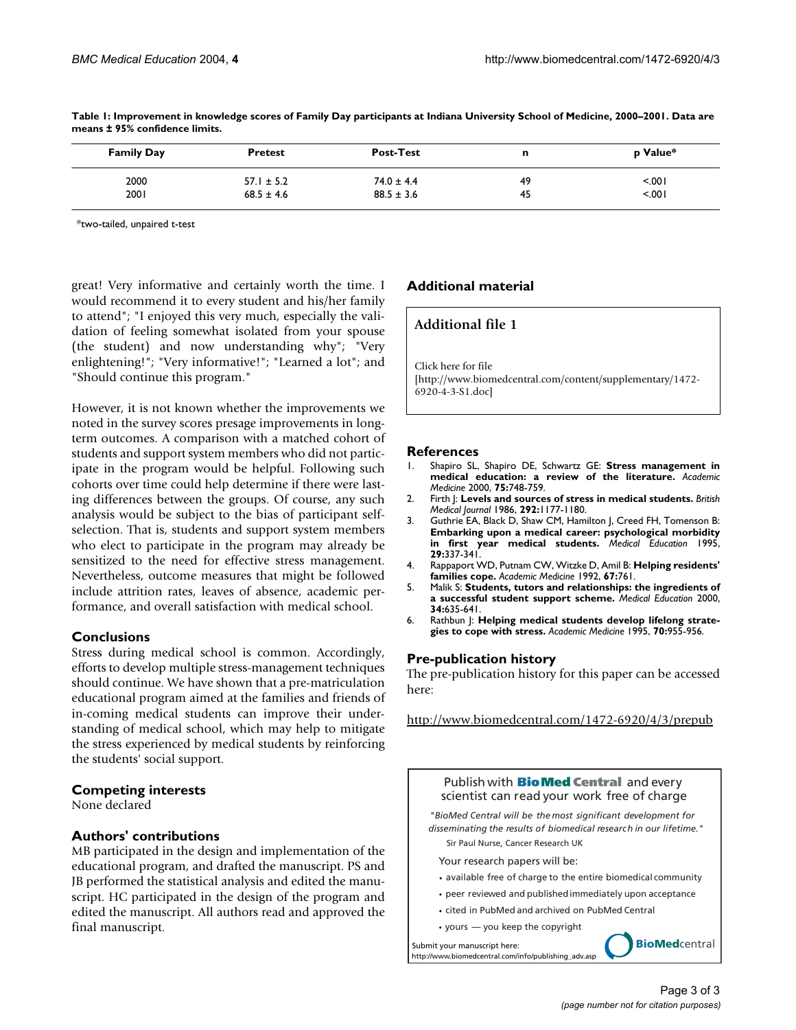**Table 1: Improvement in knowledge scores of Family Day participants at Indiana University School of Medicine, 2000–2001. Data are means ± 95% confidence limits.**

| Family Day | Pretest | Post-Test | n | p Value* |
|---|---|---|---|---|
| 2000 | 57.1 ± 5.2 | 74.0 ± 4.4 | 49 | <.001 |
| 2001 | 68.5 ± 4.6 | 88.5 ± 3.6 | 45 | <.001 |

*two-tailed, unpaired t-test

great! Very informative and certainly worth the time. I would recommend it to every student and his/her family to attend"; "I enjoyed this very much, especially the validation of feeling somewhat isolated from your spouse (the student) and now understanding why"; "Very enlightening!"; "Very informative!"; "Learned a lot"; and "Should continue this program."

However, it is not known whether the improvements we noted in the survey scores presage improvements in long-term outcomes. A comparison with a matched cohort of students and support system members who did not participate in the program would be helpful. Following such cohorts over time could help determine if there were lasting differences between the groups. Of course, any such analysis would be subject to the bias of participant self-selection. That is, students and support system members who elect to participate in the program may already be sensitized to the need for effective stress management. Nevertheless, outcome measures that might be followed include attrition rates, leaves of absence, academic performance, and overall satisfaction with medical school.

## Conclusions

Stress during medical school is common. Accordingly, efforts to develop multiple stress-management techniques should continue. We have shown that a pre-matriculation educational program aimed at the families and friends of in-coming medical students can improve their understanding of medical school, which may help to mitigate the stress experienced by medical students by reinforcing the students' social support.

## Competing interests

None declared

## Authors' contributions

MB participated in the design and implementation of the educational program, and drafted the manuscript. PS and JB performed the statistical analysis and edited the manuscript. HC participated in the design of the program and edited the manuscript. All authors read and approved the final manuscript.

## Additional material

**Additional file 1**

Click here for file
[http://www.biomedcentral.com/content/supplementary/1472-6920-4-3-S1.doc]

## References

1. Shapiro SL, Shapiro DE, Schwartz GE: **Stress management in medical education: a review of the literature.** *Academic Medicine* 2000, **75:**748-759.
2. Firth J: **Levels and sources of stress in medical students.** *British Medical Journal* 1986, **292:**1177-1180.
3. Guthrie EA, Black D, Shaw CM, Hamilton J, Creed FH, Tomenson B: **Embarking upon a medical career: psychological morbidity in first year medical students.** *Medical Education* 1995, **29:**337-341.
4. Rappaport WD, Putnam CW, Witzke D, Amil B: **Helping residents' families cope.** *Academic Medicine* 1992, **67:**761.
5. Malik S: **Students, tutors and relationships: the ingredients of a successful student support scheme.** *Medical Education* 2000, **34:**635-641.
6. Rathbun J: **Helping medical students develop lifelong strategies to cope with stress.** *Academic Medicine* 1995, **70:**955-956.

## Pre-publication history

The pre-publication history for this paper can be accessed here:

http://www.biomedcentral.com/1472-6920/4/3/prepub

Publish with **BioMed Central** and every scientist can read your work free of charge

*"BioMed Central will be the most significant development for disseminating the results of biomedical research in our lifetime."*
Sir Paul Nurse, Cancer Research UK

Your research papers will be:

- available free of charge to the entire biomedical community
- peer reviewed and published immediately upon acceptance
- cited in PubMed and archived on PubMed Central
- yours — you keep the copyright

Submit your manuscript here:
http://www.biomedcentral.com/info/publishing_adv.asp

**BioMed**central